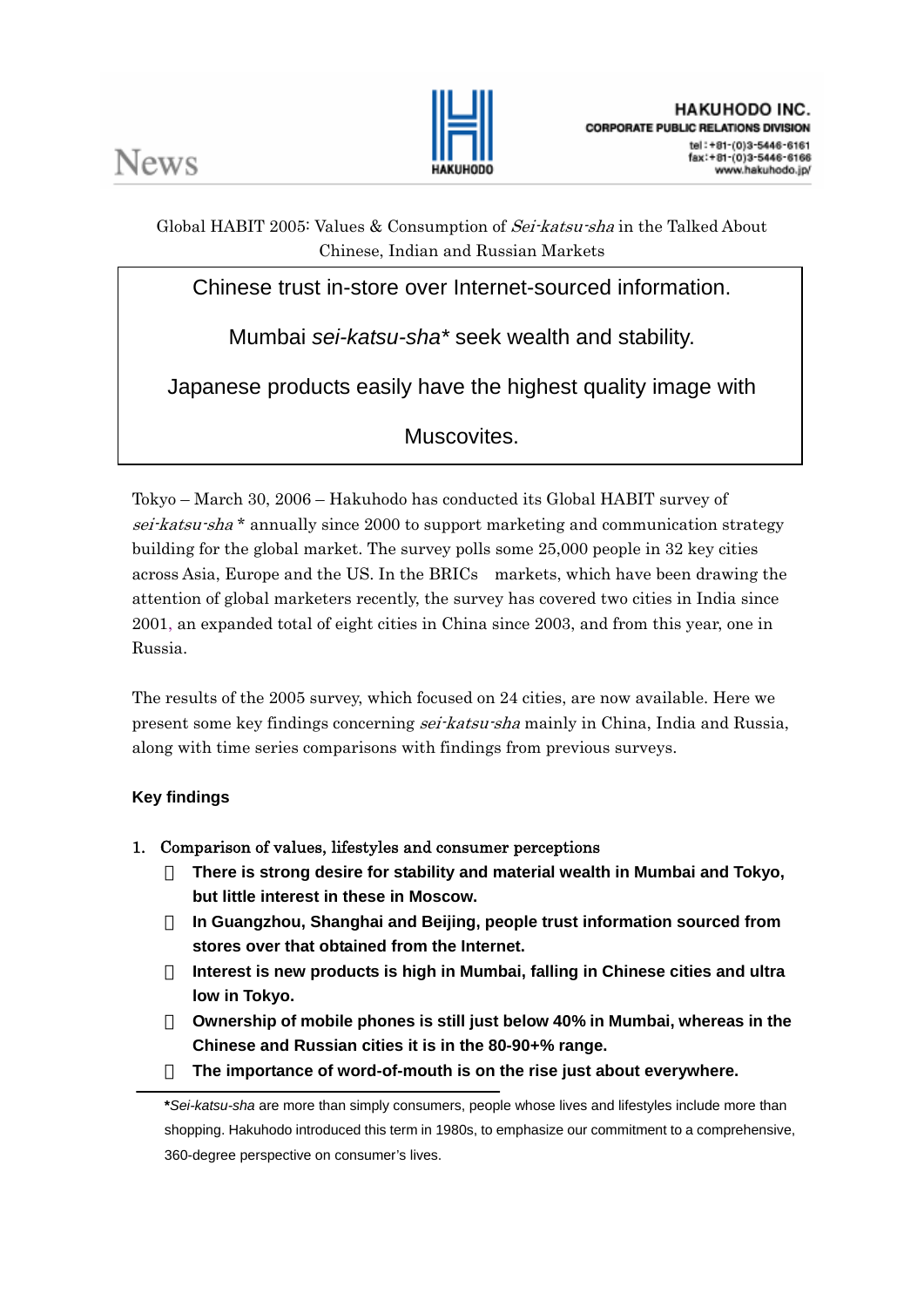News

HAKUHODO INC.
CORPORATE PUBLIC RELATIONS DIVISION
tel:+81-(0)3-5446-6161
fax:+81-(0)3-5446-6166
www.hakuhodo.jp/

Global HABIT 2005: Values & Consumption of *Sei-katsu-sha* in the Talked About Chinese, Indian and Russian Markets

# Chinese trust in-store over Internet-sourced information.

# Mumbai *sei-katsu-sha** seek wealth and stability.

# Japanese products easily have the highest quality image with Muscovites.

Tokyo – March 30, 2006 – Hakuhodo has conducted its Global HABIT survey of *sei-katsu-sha* * annually since 2000 to support marketing and communication strategy building for the global market. The survey polls some 25,000 people in 32 key cities across Asia, Europe and the US. In the BRICs markets, which have been drawing the attention of global marketers recently, the survey has covered two cities in India since 2001, an expanded total of eight cities in China since 2003, and from this year, one in Russia.

The results of the 2005 survey, which focused on 24 cities, are now available. Here we present some key findings concerning *sei-katsu-sha* mainly in China, India and Russia, along with time series comparisons with findings from previous surveys.

**Key findings**

1. Comparison of values, lifestyles and consumer perceptions
   - **There is strong desire for stability and material wealth in Mumbai and Tokyo, but little interest in these in Moscow.**
   - **In Guangzhou, Shanghai and Beijing, people trust information sourced from stores over that obtained from the Internet.**
   - **Interest is new products is high in Mumbai, falling in Chinese cities and ultra low in Tokyo.**
   - **Ownership of mobile phones is still just below 40% in Mumbai, whereas in the Chinese and Russian cities it is in the 80-90+% range.**
   - **The importance of word-of-mouth is on the rise just about everywhere.**

---

****Sei-katsu-sha* are more than simply consumers, people whose lives and lifestyles include more than shopping. Hakuhodo introduced this term in 1980s, to emphasize our commitment to a comprehensive, 360-degree perspective on consumer's lives.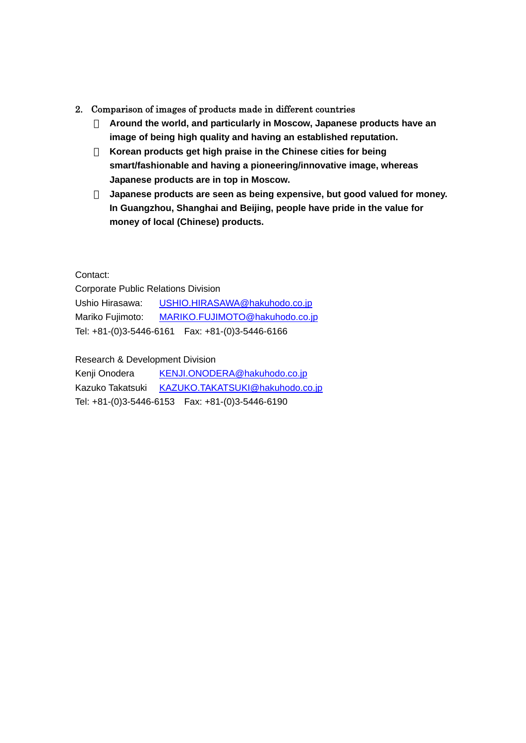2. Comparison of images of products made in different countries

- **Around the world, and particularly in Moscow, Japanese products have an image of being high quality and having an established reputation.**
- **Korean products get high praise in the Chinese cities for being smart/fashionable and having a pioneering/innovative image, whereas Japanese products are in top in Moscow.**
- **Japanese products are seen as being expensive, but good valued for money. In Guangzhou, Shanghai and Beijing, people have pride in the value for money of local (Chinese) products.**

Contact:

Corporate Public Relations Division

Ushio Hirasawa: USHIO.HIRASAWA@hakuhodo.co.jp

Mariko Fujimoto: MARIKO.FUJIMOTO@hakuhodo.co.jp

Tel: +81-(0)3-5446-6161 Fax: +81-(0)3-5446-6166

Research & Development Division

Kenji Onodera KENJI.ONODERA@hakuhodo.co.jp

Kazuko Takatsuki KAZUKO.TAKATSUKI@hakuhodo.co.jp

Tel: +81-(0)3-5446-6153 Fax: +81-(0)3-5446-6190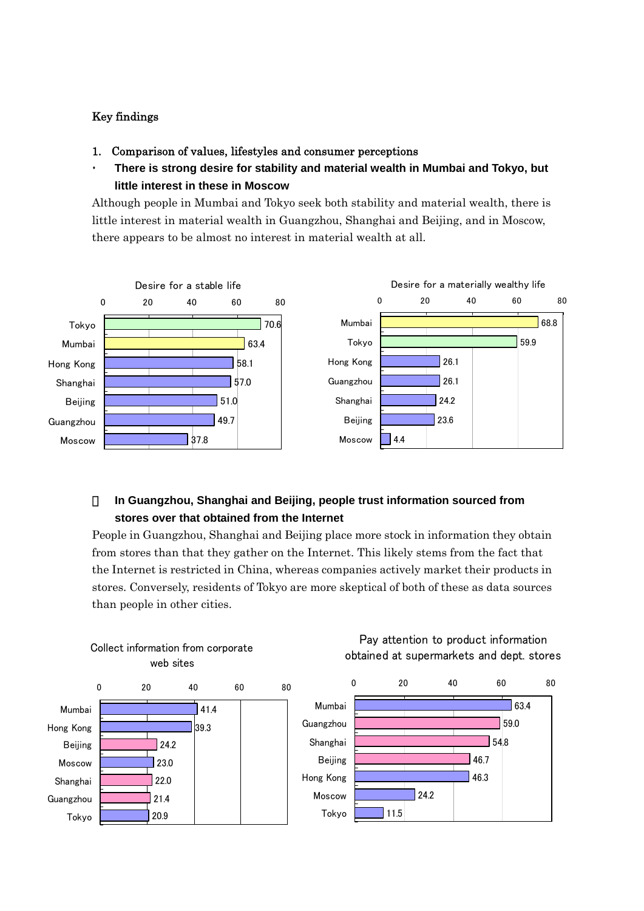Key findings

1. Comparison of values, lifestyles and consumer perceptions

- **There is strong desire for stability and material wealth in Mumbai and Tokyo, but little interest in these in Moscow**

Although people in Mumbai and Tokyo seek both stability and material wealth, there is little interest in material wealth in Guangzhou, Shanghai and Beijing, and in Moscow, there appears to be almost no interest in material wealth at all.

Desire for a stable life

| City | Value |
|---|---|
| Tokyo | 70.6 |
| Mumbai | 63.4 |
| Hong Kong | 58.1 |
| Shanghai | 57.0 |
| Beijing | 51.0 |
| Guangzhou | 49.7 |
| Moscow | 37.8 |

Desire for a materially wealthy life

| City | Value |
|---|---|
| Mumbai | 68.8 |
| Tokyo | 59.9 |
| Hong Kong | 26.1 |
| Guangzhou | 26.1 |
| Shanghai | 24.2 |
| Beijing | 23.6 |
| Moscow | 4.4 |

- **In Guangzhou, Shanghai and Beijing, people trust information sourced from stores over that obtained from the Internet**

People in Guangzhou, Shanghai and Beijing place more stock in information they obtain from stores than that they gather on the Internet. This likely stems from the fact that the Internet is restricted in China, whereas companies actively market their products in stores. Conversely, residents of Tokyo are more skeptical of both of these as data sources than people in other cities.

Collect information from corporate web sites

| City | Value |
|---|---|
| Mumbai | 41.4 |
| Hong Kong | 39.3 |
| Beijing | 24.2 |
| Moscow | 23.0 |
| Shanghai | 22.0 |
| Guangzhou | 21.4 |
| Tokyo | 20.9 |

Pay attention to product information obtained at supermarkets and dept. stores

| City | Value |
|---|---|
| Mumbai | 63.4 |
| Guangzhou | 59.0 |
| Shanghai | 54.8 |
| Beijing | 46.7 |
| Hong Kong | 46.3 |
| Moscow | 24.2 |
| Tokyo | 11.5 |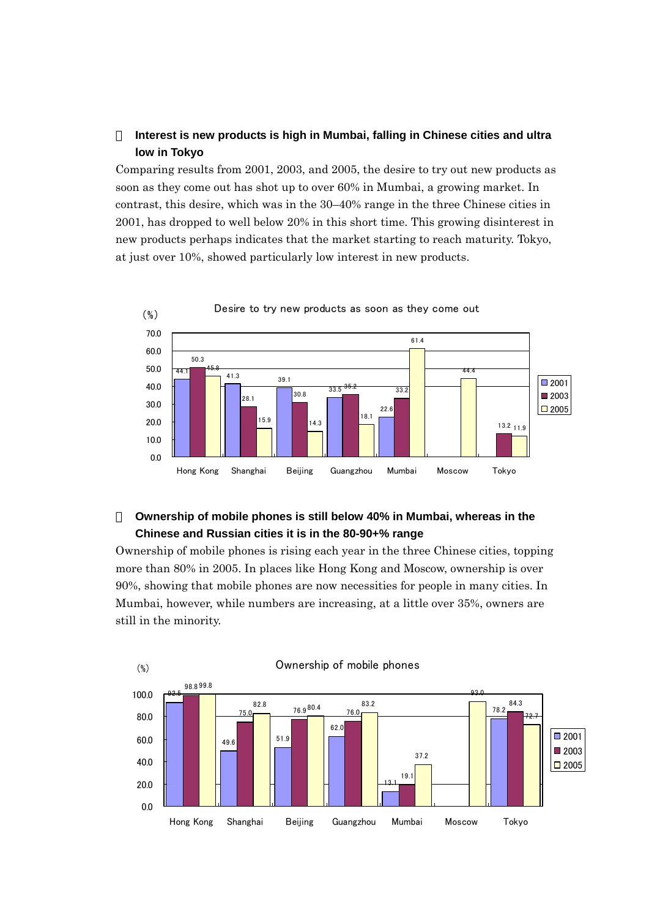**Interest is new products is high in Mumbai, falling in Chinese cities and ultra low in Tokyo**

Comparing results from 2001, 2003, and 2005, the desire to try out new products as soon as they come out has shot up to over 60% in Mumbai, a growing market. In contrast, this desire, which was in the 30–40% range in the three Chinese cities in 2001, has dropped to well below 20% in this short time. This growing disinterest in new products perhaps indicates that the market starting to reach maturity. Tokyo, at just over 10%, showed particularly low interest in new products.

Desire to try new products as soon as they come out

(%)

| | 2001 | 2003 | 2005 |
|---|---|---|---|
| Hong Kong | 44.1 | 50.3 | 45.8 |
| Shanghai | 41.3 | 28.1 | 15.9 |
| Beijing | 39.1 | 30.8 | 14.3 |
| Guangzhou | 33.5 | 35.2 | 18.1 |
| Mumbai | 22.6 | 33.2 | 61.4 |
| Moscow | | | 44.4 |
| Tokyo | | 13.2 | 11.9 |

**Ownership of mobile phones is still below 40% in Mumbai, whereas in the Chinese and Russian cities it is in the 80-90+% range**

Ownership of mobile phones is rising each year in the three Chinese cities, topping more than 80% in 2005. In places like Hong Kong and Moscow, ownership is over 90%, showing that mobile phones are now necessities for people in many cities. In Mumbai, however, while numbers are increasing, at a little over 35%, owners are still in the minority.

Ownership of mobile phones

(%)

| | 2001 | 2003 | 2005 |
|---|---|---|---|
| Hong Kong | 92.5 | 98.8 | 99.8 |
| Shanghai | 49.6 | 75.0 | 82.8 |
| Beijing | 51.9 | 76.9 | 80.4 |
| Guangzhou | 62.0 | 76.0 | 83.2 |
| Mumbai | 13.1 | 19.1 | 37.2 |
| Moscow | | | 93.0 |
| Tokyo | 78.2 | 84.3 | 72.7 |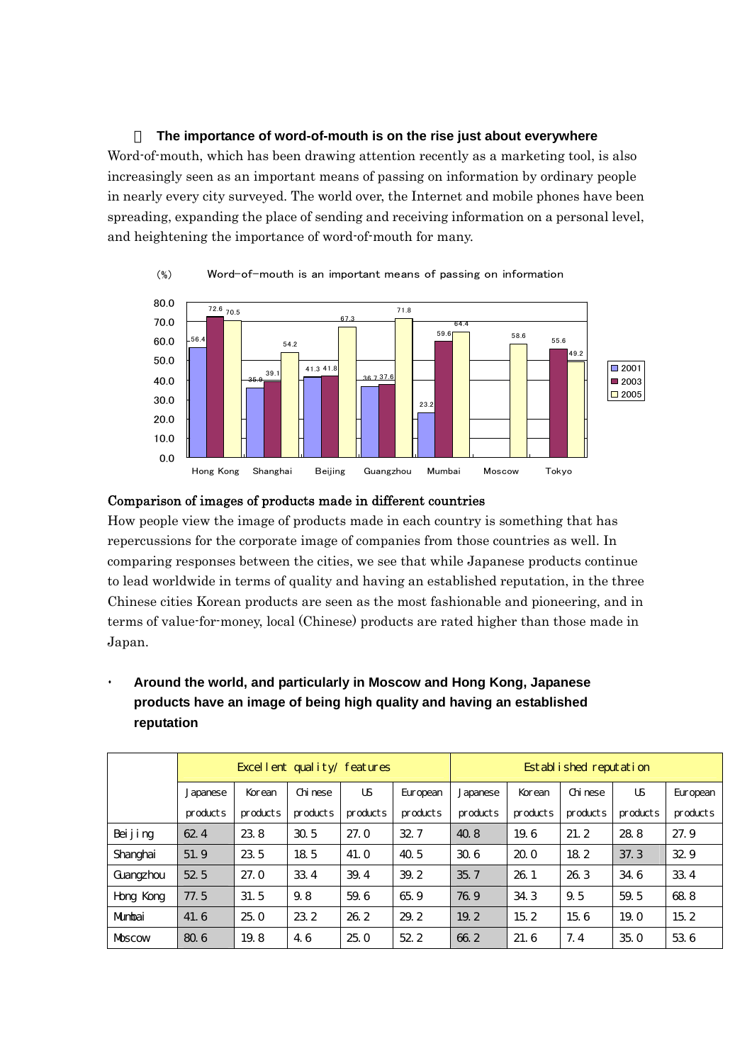### The importance of word-of-mouth is on the rise just about everywhere

Word-of-mouth, which has been drawing attention recently as a marketing tool, is also increasingly seen as an important means of passing on information by ordinary people in nearly every city surveyed. The world over, the Internet and mobile phones have been spreading, expanding the place of sending and receiving information on a personal level, and heightening the importance of word-of-mouth for many.

(%) Word-of-mouth is an important means of passing on information

| | 2001 | 2003 | 2005 |
|---|---|---|---|
| Hong Kong | 56.4 | 72.6 | 70.5 |
| Shanghai | 35.9 | 39.1 | 54.2 |
| Beijing | 41.3 | 41.8 | 67.3 |
| Guangzhou | 36.7 | 37.6 | 71.8 |
| Mumbai | 23.2 | 59.6 | 64.4 |
| Moscow | | | 58.6 |
| Tokyo | | 55.6 | 49.2 |

### Comparison of images of products made in different countries

How people view the image of products made in each country is something that has repercussions for the corporate image of companies from those countries as well. In comparing responses between the cities, we see that while Japanese products continue to lead worldwide in terms of quality and having an established reputation, in the three Chinese cities Korean products are seen as the most fashionable and pioneering, and in terms of value-for-money, local (Chinese) products are rated higher than those made in Japan.

- **Around the world, and particularly in Moscow and Hong Kong, Japanese products have an image of being high quality and having an established reputation**

| | Excellent quality/ features | | | | | Established reputation | | | | |
|---|---|---|---|---|---|---|---|---|---|---|
| | Japanese products | Korean products | Chinese products | US products | European products | Japanese products | Korean products | Chinese products | US products | European products |
| Beijing | 62.4 | 23.8 | 30.5 | 27.0 | 32.7 | 40.8 | 19.6 | 21.2 | 28.8 | 27.9 |
| Shanghai | 51.9 | 23.5 | 18.5 | 41.0 | 40.5 | 30.6 | 20.0 | 18.2 | 37.3 | 32.9 |
| Guangzhou | 52.5 | 27.0 | 33.4 | 39.4 | 39.2 | 35.7 | 26.1 | 26.3 | 34.6 | 33.4 |
| Hong Kong | 77.5 | 31.5 | 9.8 | 59.6 | 65.9 | 76.9 | 34.3 | 9.5 | 59.5 | 68.8 |
| Mumbai | 41.6 | 25.0 | 23.2 | 26.2 | 29.2 | 19.2 | 15.2 | 15.6 | 19.0 | 15.2 |
| Moscow | 80.6 | 19.8 | 4.6 | 25.0 | 52.2 | 66.2 | 21.6 | 7.4 | 35.0 | 53.6 |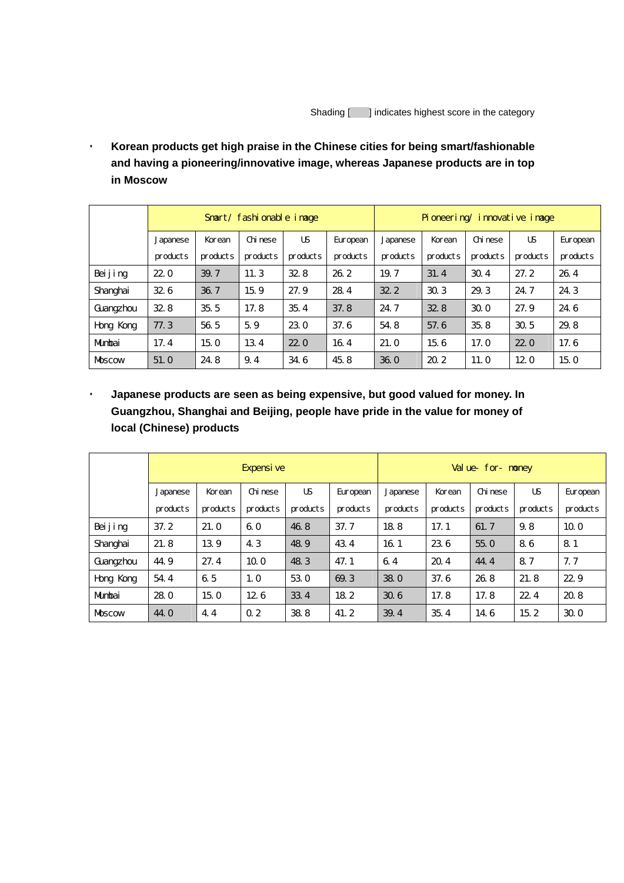Shading [    ] indicates highest score in the category

- **Korean products get high praise in the Chinese cities for being smart/fashionable and having a pioneering/innovative image, whereas Japanese products are in top in Moscow**

| | Smart/ fashionable image | | | | | Pioneering/ innovative image | | | | |
|---|---|---|---|---|---|---|---|---|---|---|
| | Japanese products | Korean products | Chinese products | US products | European products | Japanese products | Korean products | Chinese products | US products | European products |
| Beijing | 22.0 | 39.7 | 11.3 | 32.8 | 26.2 | 19.7 | 31.4 | 30.4 | 27.2 | 26.4 |
| Shanghai | 32.6 | 36.7 | 15.9 | 27.9 | 28.4 | 32.2 | 30.3 | 29.3 | 24.7 | 24.3 |
| Guangzhou | 32.8 | 35.5 | 17.8 | 35.4 | 37.8 | 24.7 | 32.8 | 30.0 | 27.9 | 24.6 |
| Hong Kong | 77.3 | 56.5 | 5.9 | 23.0 | 37.6 | 54.8 | 57.6 | 35.8 | 30.5 | 29.8 |
| Mumbai | 17.4 | 15.0 | 13.4 | 22.0 | 16.4 | 21.0 | 15.6 | 17.0 | 22.0 | 17.6 |
| Moscow | 51.0 | 24.8 | 9.4 | 34.6 | 45.8 | 36.0 | 20.2 | 11.0 | 12.0 | 15.0 |

- **Japanese products are seen as being expensive, but good valued for money. In Guangzhou, Shanghai and Beijing, people have pride in the value for money of local (Chinese) products**

| | Expensive | | | | | Value-for-money | | | | |
|---|---|---|---|---|---|---|---|---|---|---|
| | Japanese products | Korean products | Chinese products | US products | European products | Japanese products | Korean products | Chinese products | US products | European products |
| Beijing | 37.2 | 21.0 | 6.0 | 46.8 | 37.7 | 18.8 | 17.1 | 61.7 | 9.8 | 10.0 |
| Shanghai | 21.8 | 13.9 | 4.3 | 48.9 | 43.4 | 16.1 | 23.6 | 55.0 | 8.6 | 8.1 |
| Guangzhou | 44.9 | 27.4 | 10.0 | 48.3 | 47.1 | 6.4 | 20.4 | 44.4 | 8.7 | 7.7 |
| Hong Kong | 54.4 | 6.5 | 1.0 | 53.0 | 69.3 | 38.0 | 37.6 | 26.8 | 21.8 | 22.9 |
| Mumbai | 28.0 | 15.0 | 12.6 | 33.4 | 18.2 | 30.6 | 17.8 | 17.8 | 22.4 | 20.8 |
| Moscow | 44.0 | 4.4 | 0.2 | 38.8 | 41.2 | 39.4 | 35.4 | 14.6 | 15.2 | 30.0 |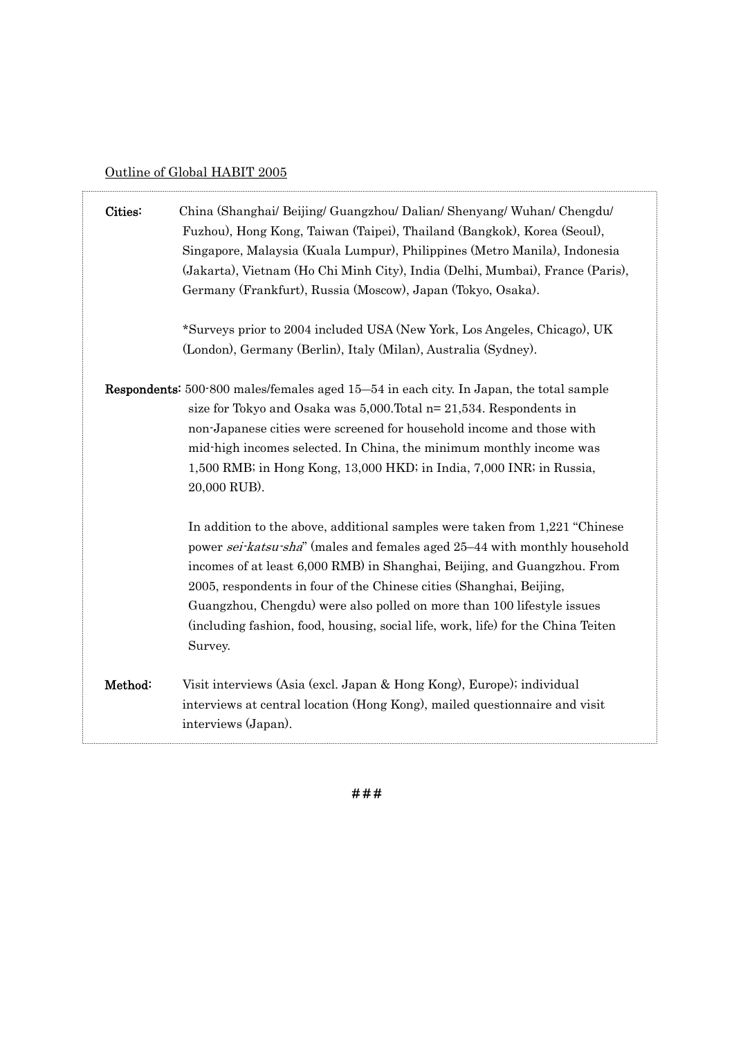Outline of Global HABIT 2005

**Cities:** China (Shanghai/ Beijing/ Guangzhou/ Dalian/ Shenyang/ Wuhan/ Chengdu/ Fuzhou), Hong Kong, Taiwan (Taipei), Thailand (Bangkok), Korea (Seoul), Singapore, Malaysia (Kuala Lumpur), Philippines (Metro Manila), Indonesia (Jakarta), Vietnam (Ho Chi Minh City), India (Delhi, Mumbai), France (Paris), Germany (Frankfurt), Russia (Moscow), Japan (Tokyo, Osaka).

*Surveys prior to 2004 included USA (New York, Los Angeles, Chicago), UK (London), Germany (Berlin), Italy (Milan), Australia (Sydney).

**Respondents:** 500-800 males/females aged 15—54 in each city. In Japan, the total sample size for Tokyo and Osaka was 5,000.Total n= 21,534. Respondents in non-Japanese cities were screened for household income and those with mid-high incomes selected. In China, the minimum monthly income was 1,500 RMB; in Hong Kong, 13,000 HKD; in India, 7,000 INR; in Russia, 20,000 RUB).

In addition to the above, additional samples were taken from 1,221 "Chinese power *sei-katsu-sha*" (males and females aged 25–44 with monthly household incomes of at least 6,000 RMB) in Shanghai, Beijing, and Guangzhou. From 2005, respondents in four of the Chinese cities (Shanghai, Beijing, Guangzhou, Chengdu) were also polled on more than 100 lifestyle issues (including fashion, food, housing, social life, work, life) for the China Teiten Survey.

**Method:** Visit interviews (Asia (excl. Japan & Hong Kong), Europe); individual interviews at central location (Hong Kong), mailed questionnaire and visit interviews (Japan).

###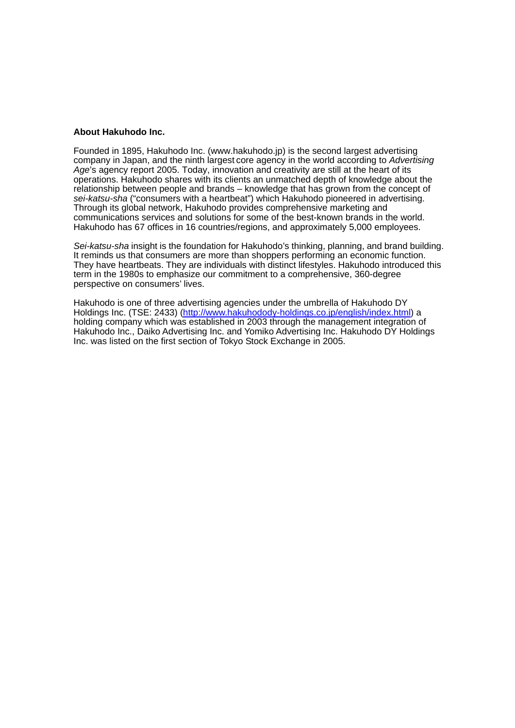**About Hakuhodo Inc.**

Founded in 1895, Hakuhodo Inc. (www.hakuhodo.jp) is the second largest advertising company in Japan, and the ninth largest core agency in the world according to *Advertising Age*'s agency report 2005. Today, innovation and creativity are still at the heart of its operations. Hakuhodo shares with its clients an unmatched depth of knowledge about the relationship between people and brands – knowledge that has grown from the concept of *sei-katsu-sha* ("consumers with a heartbeat") which Hakuhodo pioneered in advertising. Through its global network, Hakuhodo provides comprehensive marketing and communications services and solutions for some of the best-known brands in the world. Hakuhodo has 67 offices in 16 countries/regions, and approximately 5,000 employees.

*Sei-katsu-sha* insight is the foundation for Hakuhodo's thinking, planning, and brand building. It reminds us that consumers are more than shoppers performing an economic function. They have heartbeats. They are individuals with distinct lifestyles. Hakuhodo introduced this term in the 1980s to emphasize our commitment to a comprehensive, 360-degree perspective on consumers' lives.

Hakuhodo is one of three advertising agencies under the umbrella of Hakuhodo DY Holdings Inc. (TSE: 2433) (http://www.hakuhodody-holdings.co.jp/english/index.html) a holding company which was established in 2003 through the management integration of Hakuhodo Inc., Daiko Advertising Inc. and Yomiko Advertising Inc. Hakuhodo DY Holdings Inc. was listed on the first section of Tokyo Stock Exchange in 2005.